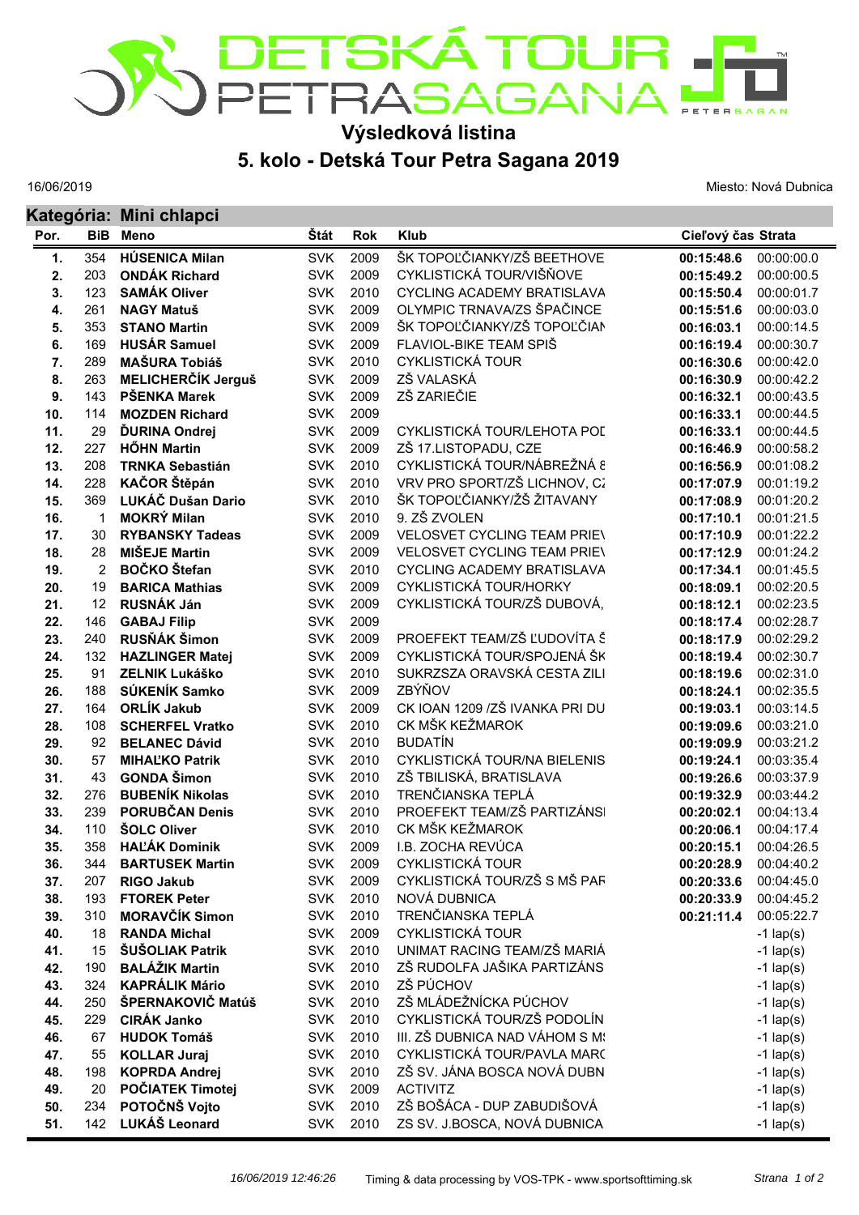# DETSKÁ TOUR PETRA SAGANA

## Výsledková listina

## 5. kolo - Detská Tour Petra Sagana 2019

16/06/2019

Miesto: Nová Dubnica

### Kategória: Mini chlapci

| Por. | BiB | Meno | Štát | Rok | Klub | Cieľový čas | Strata |
|---|---|---|---|---|---|---|---|
| 1. | 354 | **HÚSENICA Milan** | SVK | 2009 | ŠK TOPOĽČIANKY/ZŠ BEETHOVE | **00:15:48.6** | 00:00:00.0 |
| 2. | 203 | **ONDÁK Richard** | SVK | 2009 | CYKLISTICKÁ TOUR/VIŠŇOVE | **00:15:49.2** | 00:00:00.5 |
| 3. | 123 | **SAMÁK Oliver** | SVK | 2010 | CYCLING ACADEMY BRATISLAVA | **00:15:50.4** | 00:00:01.7 |
| 4. | 261 | **NAGY Matuš** | SVK | 2009 | OLYMPIC TRNAVA/ZS ŠPAČINCE | **00:15:51.6** | 00:00:03.0 |
| 5. | 353 | **STANO Martin** | SVK | 2009 | ŠK TOPOĽČIANKY/ZŠ TOPOĽČIAN | **00:16:03.1** | 00:00:14.5 |
| 6. | 169 | **HUSÁR Samuel** | SVK | 2009 | FLAVIOL-BIKE TEAM SPIŠ | **00:16:19.4** | 00:00:30.7 |
| 7. | 289 | **MAŠURA Tobiáš** | SVK | 2010 | CYKLISTICKÁ TOUR | **00:16:30.6** | 00:00:42.0 |
| 8. | 263 | **MELICHERČÍK Jerguš** | SVK | 2009 | ZŠ VALASKÁ | **00:16:30.9** | 00:00:42.2 |
| 9. | 143 | **PŠENKA Marek** | SVK | 2009 | ZŠ ZARIEČIE | **00:16:32.1** | 00:00:43.5 |
| 10. | 114 | **MOZDEN Richard** | SVK | 2009 | | **00:16:33.1** | 00:00:44.5 |
| 11. | 29 | **ĎURINA Ondrej** | SVK | 2009 | CYKLISTICKÁ TOUR/LEHOTA POD | **00:16:33.1** | 00:00:44.5 |
| 12. | 227 | **HŐHN Martin** | SVK | 2009 | ZŠ 17.LISTOPADU, CZE | **00:16:46.9** | 00:00:58.2 |
| 13. | 208 | **TRNKA Sebastián** | SVK | 2010 | CYKLISTICKÁ TOUR/NÁBREŽNÁ 8 | **00:16:56.9** | 00:01:08.2 |
| 14. | 228 | **KAČOR Štěpán** | SVK | 2010 | VRV PRO SPORT/ZŠ LICHNOV, CZ | **00:17:07.9** | 00:01:19.2 |
| 15. | 369 | **LUKÁČ Dušan Dario** | SVK | 2010 | ŠK TOPOĽČIANKY/ZŠ ŽITAVANY | **00:17:08.9** | 00:01:20.2 |
| 16. | 1 | **MOKRÝ Milan** | SVK | 2010 | 9. ZŠ ZVOLEN | **00:17:10.1** | 00:01:21.5 |
| 17. | 30 | **RYBANSKY Tadeas** | SVK | 2009 | VELOSVET CYCLING TEAM PRIEV | **00:17:10.9** | 00:01:22.2 |
| 18. | 28 | **MIŠEJE Martin** | SVK | 2009 | VELOSVET CYCLING TEAM PRIEV | **00:17:12.9** | 00:01:24.2 |
| 19. | 2 | **BOČKO Štefan** | SVK | 2010 | CYCLING ACADEMY BRATISLAVA | **00:17:34.1** | 00:01:45.5 |
| 20. | 19 | **BARICA Mathias** | SVK | 2009 | CYKLISTICKÁ TOUR/HORKY | **00:18:09.1** | 00:02:20.5 |
| 21. | 12 | **RUSNÁK Ján** | SVK | 2009 | CYKLISTICKÁ TOUR/ZŠ DUBOVÁ, | **00:18:12.1** | 00:02:23.5 |
| 22. | 146 | **GABAJ Filip** | SVK | 2009 | | **00:18:17.4** | 00:02:28.7 |
| 23. | 240 | **RUSŇÁK Šimon** | SVK | 2009 | PROEFEKT TEAM/ZŠ ĽUDOVÍTA Š | **00:18:17.9** | 00:02:29.2 |
| 24. | 132 | **HAZLINGER Matej** | SVK | 2009 | CYKLISTICKÁ TOUR/SPOJENÁ ŠK | **00:18:19.4** | 00:02:30.7 |
| 25. | 91 | **ZELNIK Lukáško** | SVK | 2010 | SUKRZSZA ORAVSKÁ CESTA ZILI | **00:18:19.6** | 00:02:31.0 |
| 26. | 188 | **SÚKENÍK Samko** | SVK | 2009 | ZBÝŇOV | **00:18:24.1** | 00:02:35.5 |
| 27. | 164 | **ORLÍK Jakub** | SVK | 2009 | CK IOAN 1209 /ZŠ IVANKA PRI DU | **00:19:03.1** | 00:03:14.5 |
| 28. | 108 | **SCHERFEL Vratko** | SVK | 2010 | CK MŠK KEŽMAROK | **00:19:09.6** | 00:03:21.0 |
| 29. | 92 | **BELANEC Dávid** | SVK | 2010 | BUDATÍN | **00:19:09.9** | 00:03:21.2 |
| 30. | 57 | **MIHAĽKO Patrik** | SVK | 2010 | CYKLISTICKÁ TOUR/NA BIELENIS | **00:19:24.1** | 00:03:35.4 |
| 31. | 43 | **GONDA Šimon** | SVK | 2010 | ZŠ TBILISKÁ, BRATISLAVA | **00:19:26.6** | 00:03:37.9 |
| 32. | 276 | **BUBENÍK Nikolas** | SVK | 2010 | TRENČIANSKA TEPLÁ | **00:19:32.9** | 00:03:44.2 |
| 33. | 239 | **PORUBČAN Denis** | SVK | 2010 | PROEFEKT TEAM/ZŠ PARTIZÁNSI | **00:20:02.1** | 00:04:13.4 |
| 34. | 110 | **ŠOLC Oliver** | SVK | 2010 | CK MŠK KEŽMAROK | **00:20:06.1** | 00:04:17.4 |
| 35. | 358 | **HAĽÁK Dominik** | SVK | 2009 | I.B. ZOCHA REVÚCA | **00:20:15.1** | 00:04:26.5 |
| 36. | 344 | **BARTUSEK Martin** | SVK | 2009 | CYKLISTICKÁ TOUR | **00:20:28.9** | 00:04:40.2 |
| 37. | 207 | **RIGO Jakub** | SVK | 2009 | CYKLISTICKÁ TOUR/ZŠ S MŠ PAR | **00:20:33.6** | 00:04:45.0 |
| 38. | 193 | **FTOREK Peter** | SVK | 2010 | NOVÁ DUBNICA | **00:20:33.9** | 00:04:45.2 |
| 39. | 310 | **MORAVČÍK Simon** | SVK | 2010 | TRENČIANSKA TEPLÁ | **00:21:11.4** | 00:05:22.7 |
| 40. | 18 | **RANDA Michal** | SVK | 2009 | CYKLISTICKÁ TOUR | | -1 lap(s) |
| 41. | 15 | **ŠUŠOLIAK Patrik** | SVK | 2010 | UNIMAT RACING TEAM/ZŠ MARIÁ | | -1 lap(s) |
| 42. | 190 | **BALÁŽIK Martin** | SVK | 2010 | ZŠ RUDOLFA JAŠIKA PARTIZÁNS | | -1 lap(s) |
| 43. | 324 | **KAPRÁLIK Mário** | SVK | 2010 | ZŠ PÚCHOV | | -1 lap(s) |
| 44. | 250 | **ŠPERNAKOVIČ Matúš** | SVK | 2010 | ZŠ MLÁDEŽNÍCKA PÚCHOV | | -1 lap(s) |
| 45. | 229 | **CIRÁK Janko** | SVK | 2010 | CYKLISTICKÁ TOUR/ZŠ PODOLÍN | | -1 lap(s) |
| 46. | 67 | **HUDOK Tomáš** | SVK | 2010 | III. ZŠ DUBNICA NAD VÁHOM S M | | -1 lap(s) |
| 47. | 55 | **KOLLAR Juraj** | SVK | 2010 | CYKLISTICKÁ TOUR/PAVLA MARC | | -1 lap(s) |
| 48. | 198 | **KOPRDA Andrej** | SVK | 2010 | ZŠ SV. JÁNA BOSCA NOVÁ DUBN | | -1 lap(s) |
| 49. | 20 | **POČIATEK Timotej** | SVK | 2009 | ACTIVITZ | | -1 lap(s) |
| 50. | 234 | **POTOČNŠ Vojto** | SVK | 2010 | ZŠ BOŠÁCA - DUP ZABUDIŠOVÁ | | -1 lap(s) |
| 51. | 142 | **LUKÁŠ Leonard** | SVK | 2010 | ZS SV. J.BOSCA, NOVÁ DUBNICA | | -1 lap(s) |

*16/06/2019 12:46:26* Timing & data processing by VOS-TPK - www.sportsofttiming.sk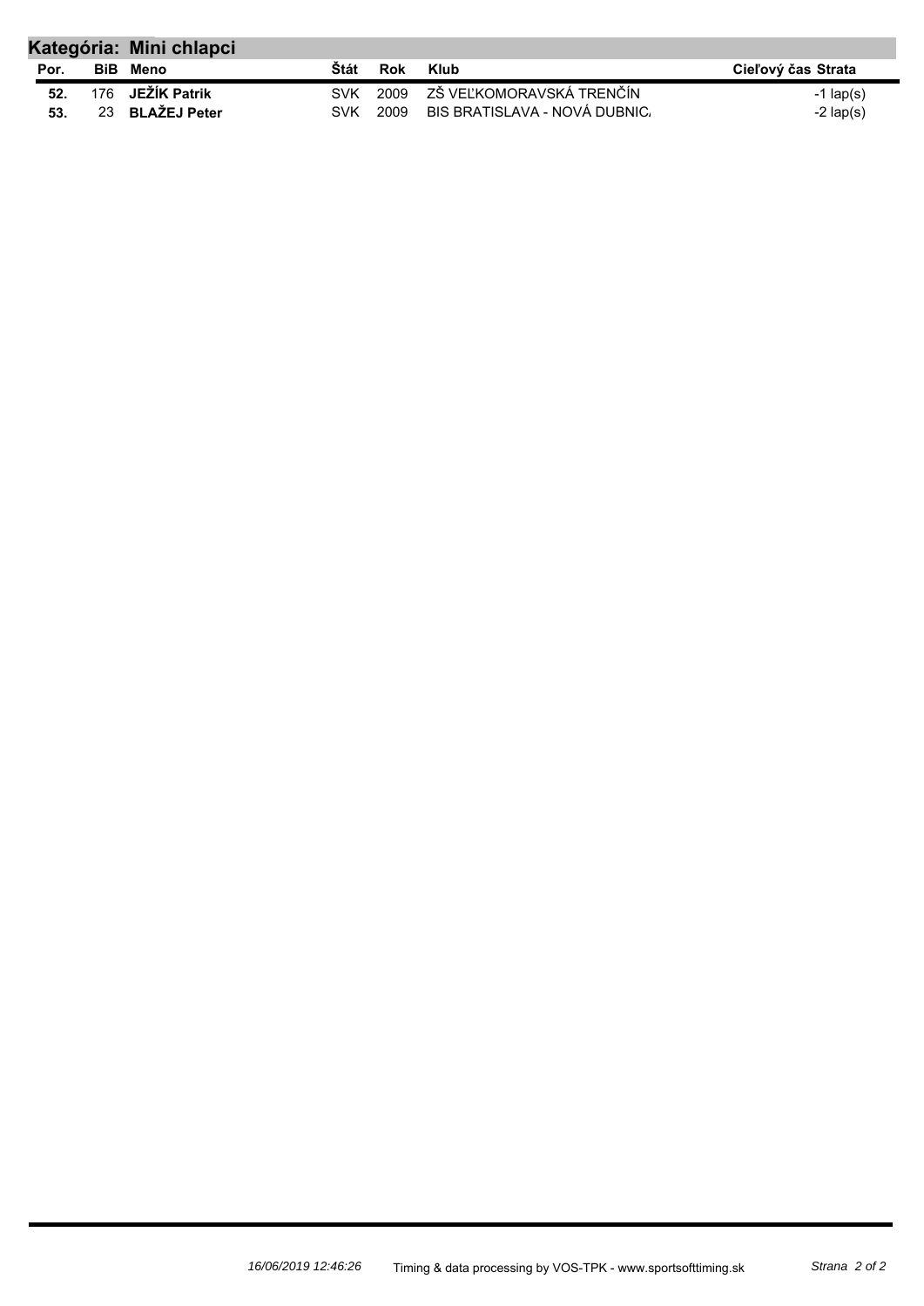## Kategória: Mini chlapci

| Por. | BiB | Meno | Štát | Rok | Klub | Cieľový čas | Strata |
|---|---|---|---|---|---|---|---|
| **52.** | 176 | **JEŽÍK Patrik** | SVK | 2009 | ZŠ VEĽKOMORAVSKÁ TRENČÍN | | -1 lap(s) |
| **53.** | 23 | **BLAŽEJ Peter** | SVK | 2009 | BIS BRATISLAVA - NOVÁ DUBNICA | | -2 lap(s) |

*16/06/2019 12:46:26* Timing & data processing by VOS-TPK - www.sportsofttiming.sk